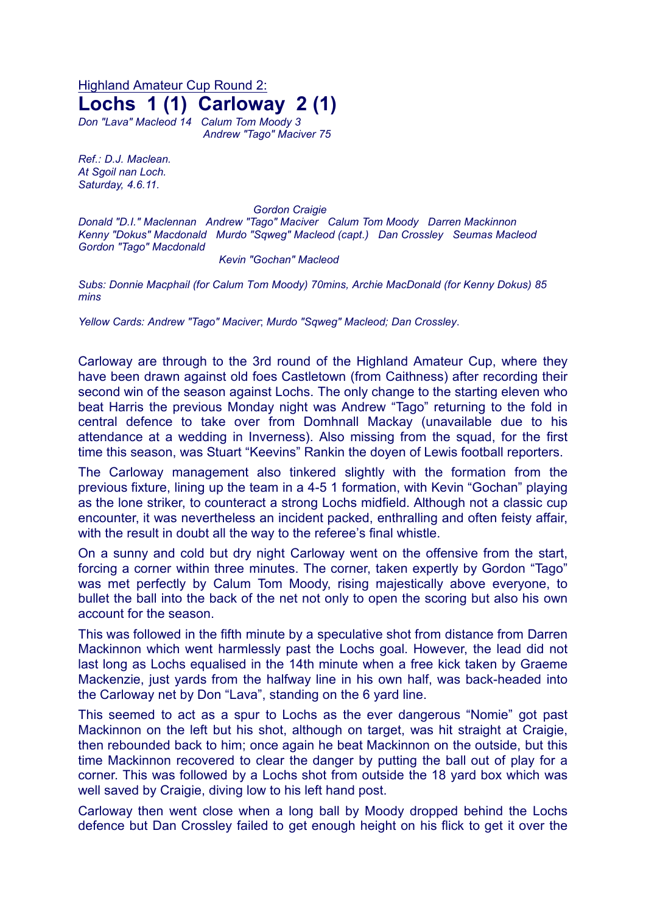Highland Amateur Cup Round 2:

# Lochs 1 (1) Carloway 2 (1)

*Don "Lava" Macleod 14 Calum Tom Moody 3*
*Andrew "Tago" Maciver 75*

*Ref.: D.J. Maclean.*
*At Sgoil nan Loch.*
*Saturday, 4.6.11.*

*Gordon Craigie*
*Donald "D.I." Maclennan Andrew "Tago" Maciver Calum Tom Moody Darren Mackinnon*
*Kenny "Dokus" Macdonald Murdo "Sqweg" Macleod (capt.) Dan Crossley Seumas Macleod*
*Gordon "Tago" Macdonald*
*Kevin "Gochan" Macleod*

*Subs: Donnie Macphail (for Calum Tom Moody) 70mins, Archie MacDonald (for Kenny Dokus) 85 mins*

*Yellow Cards: Andrew "Tago" Maciver; Murdo "Sqweg" Macleod; Dan Crossley.*

Carloway are through to the 3rd round of the Highland Amateur Cup, where they have been drawn against old foes Castletown (from Caithness) after recording their second win of the season against Lochs. The only change to the starting eleven who beat Harris the previous Monday night was Andrew "Tago" returning to the fold in central defence to take over from Domhnall Mackay (unavailable due to his attendance at a wedding in Inverness). Also missing from the squad, for the first time this season, was Stuart "Keevins" Rankin the doyen of Lewis football reporters.

The Carloway management also tinkered slightly with the formation from the previous fixture, lining up the team in a 4-5 1 formation, with Kevin "Gochan" playing as the lone striker, to counteract a strong Lochs midfield. Although not a classic cup encounter, it was nevertheless an incident packed, enthralling and often feisty affair, with the result in doubt all the way to the referee's final whistle.

On a sunny and cold but dry night Carloway went on the offensive from the start, forcing a corner within three minutes. The corner, taken expertly by Gordon "Tago" was met perfectly by Calum Tom Moody, rising majestically above everyone, to bullet the ball into the back of the net not only to open the scoring but also his own account for the season.

This was followed in the fifth minute by a speculative shot from distance from Darren Mackinnon which went harmlessly past the Lochs goal. However, the lead did not last long as Lochs equalised in the 14th minute when a free kick taken by Graeme Mackenzie, just yards from the halfway line in his own half, was back-headed into the Carloway net by Don "Lava", standing on the 6 yard line.

This seemed to act as a spur to Lochs as the ever dangerous "Nomie" got past Mackinnon on the left but his shot, although on target, was hit straight at Craigie, then rebounded back to him; once again he beat Mackinnon on the outside, but this time Mackinnon recovered to clear the danger by putting the ball out of play for a corner. This was followed by a Lochs shot from outside the 18 yard box which was well saved by Craigie, diving low to his left hand post.

Carloway then went close when a long ball by Moody dropped behind the Lochs defence but Dan Crossley failed to get enough height on his flick to get it over the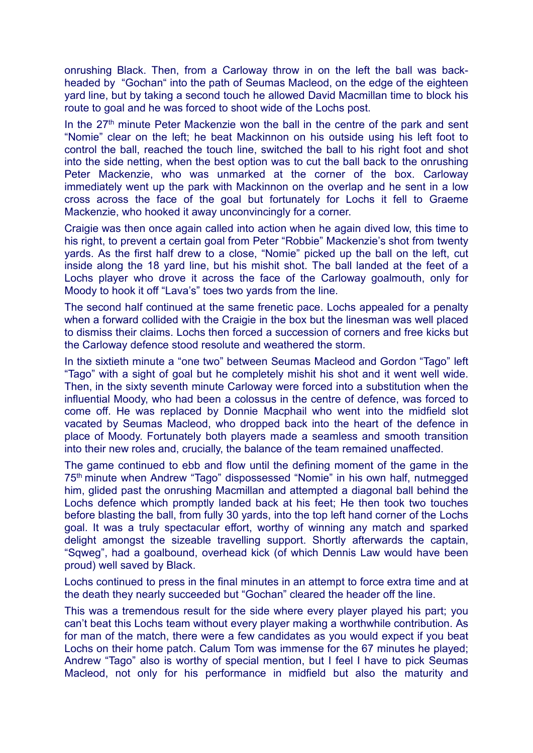onrushing Black. Then, from a Carloway throw in on the left the ball was back-headed by "Gochan" into the path of Seumas Macleod, on the edge of the eighteen yard line, but by taking a second touch he allowed David Macmillan time to block his route to goal and he was forced to shoot wide of the Lochs post.

In the 27th minute Peter Mackenzie won the ball in the centre of the park and sent "Nomie" clear on the left; he beat Mackinnon on his outside using his left foot to control the ball, reached the touch line, switched the ball to his right foot and shot into the side netting, when the best option was to cut the ball back to the onrushing Peter Mackenzie, who was unmarked at the corner of the box. Carloway immediately went up the park with Mackinnon on the overlap and he sent in a low cross across the face of the goal but fortunately for Lochs it fell to Graeme Mackenzie, who hooked it away unconvincingly for a corner.

Craigie was then once again called into action when he again dived low, this time to his right, to prevent a certain goal from Peter "Robbie" Mackenzie's shot from twenty yards. As the first half drew to a close, "Nomie" picked up the ball on the left, cut inside along the 18 yard line, but his mishit shot. The ball landed at the feet of a Lochs player who drove it across the face of the Carloway goalmouth, only for Moody to hook it off "Lava's" toes two yards from the line.

The second half continued at the same frenetic pace. Lochs appealed for a penalty when a forward collided with the Craigie in the box but the linesman was well placed to dismiss their claims. Lochs then forced a succession of corners and free kicks but the Carloway defence stood resolute and weathered the storm.

In the sixtieth minute a "one two" between Seumas Macleod and Gordon "Tago" left "Tago" with a sight of goal but he completely mishit his shot and it went well wide. Then, in the sixty seventh minute Carloway were forced into a substitution when the influential Moody, who had been a colossus in the centre of defence, was forced to come off. He was replaced by Donnie Macphail who went into the midfield slot vacated by Seumas Macleod, who dropped back into the heart of the defence in place of Moody. Fortunately both players made a seamless and smooth transition into their new roles and, crucially, the balance of the team remained unaffected.

The game continued to ebb and flow until the defining moment of the game in the 75th minute when Andrew "Tago" dispossessed "Nomie" in his own half, nutmegged him, glided past the onrushing Macmillan and attempted a diagonal ball behind the Lochs defence which promptly landed back at his feet; He then took two touches before blasting the ball, from fully 30 yards, into the top left hand corner of the Lochs goal. It was a truly spectacular effort, worthy of winning any match and sparked delight amongst the sizeable travelling support. Shortly afterwards the captain, "Sqweg", had a goalbound, overhead kick (of which Dennis Law would have been proud) well saved by Black.

Lochs continued to press in the final minutes in an attempt to force extra time and at the death they nearly succeeded but "Gochan" cleared the header off the line.

This was a tremendous result for the side where every player played his part; you can't beat this Lochs team without every player making a worthwhile contribution. As for man of the match, there were a few candidates as you would expect if you beat Lochs on their home patch. Calum Tom was immense for the 67 minutes he played; Andrew "Tago" also is worthy of special mention, but I feel I have to pick Seumas Macleod, not only for his performance in midfield but also the maturity and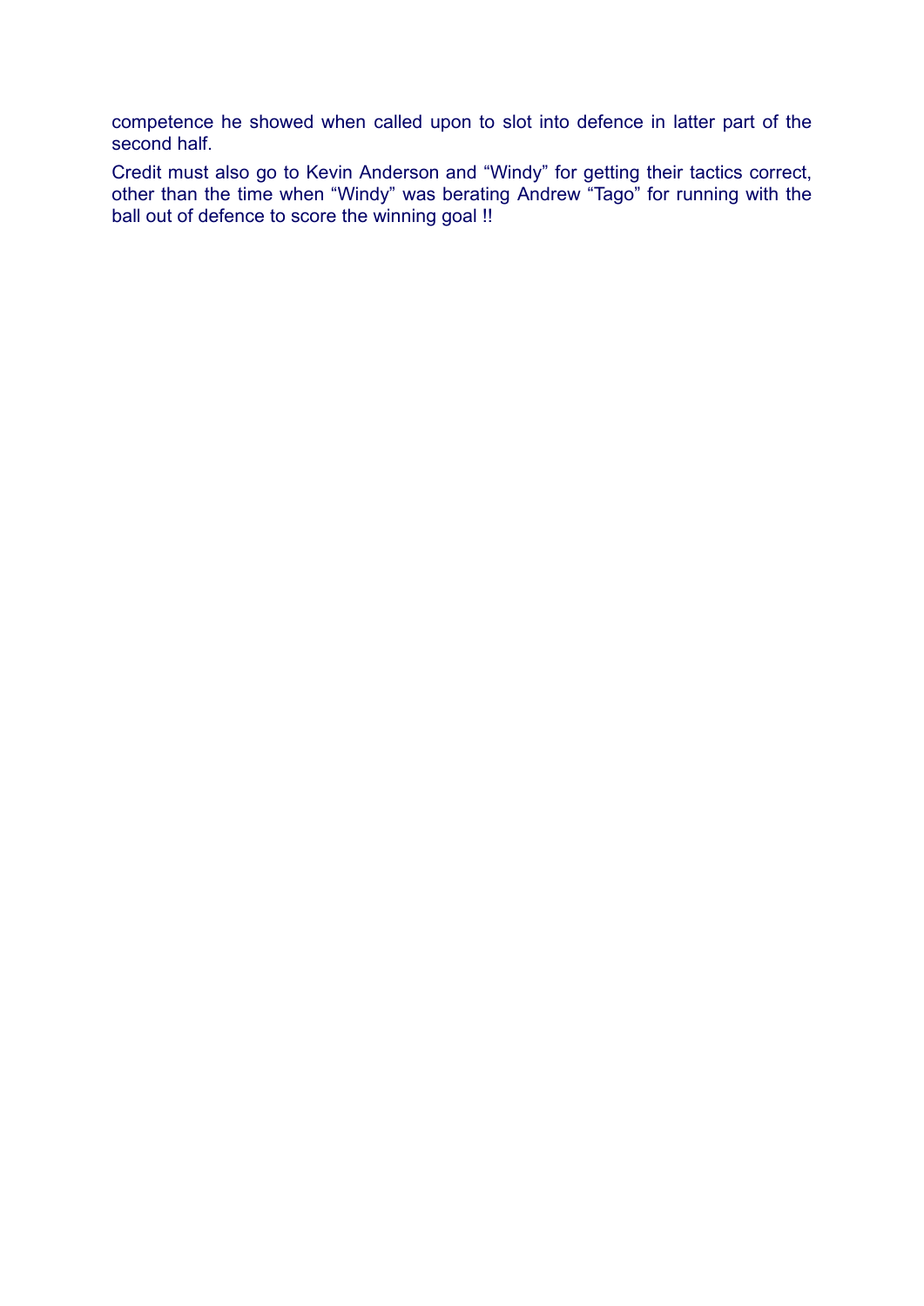competence he showed when called upon to slot into defence in latter part of the second half.

Credit must also go to Kevin Anderson and “Windy” for getting their tactics correct, other than the time when “Windy” was berating Andrew “Tago” for running with the ball out of defence to score the winning goal !!